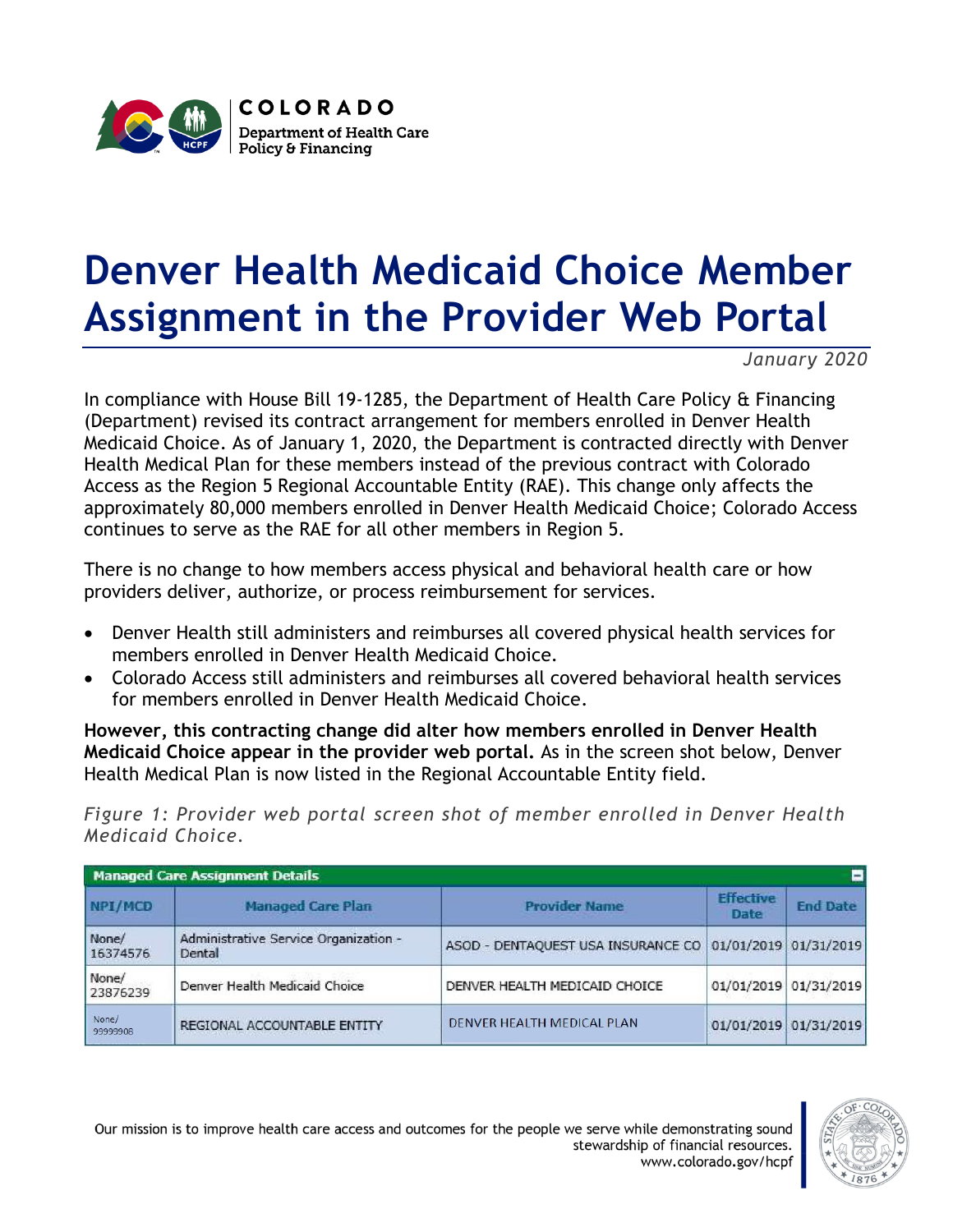COLORADO
Department of Health Care Policy & Financing

# Denver Health Medicaid Choice Member Assignment in the Provider Web Portal

*January 2020*

In compliance with House Bill 19-1285, the Department of Health Care Policy & Financing (Department) revised its contract arrangement for members enrolled in Denver Health Medicaid Choice. As of January 1, 2020, the Department is contracted directly with Denver Health Medical Plan for these members instead of the previous contract with Colorado Access as the Region 5 Regional Accountable Entity (RAE). This change only affects the approximately 80,000 members enrolled in Denver Health Medicaid Choice; Colorado Access continues to serve as the RAE for all other members in Region 5.

There is no change to how members access physical and behavioral health care or how providers deliver, authorize, or process reimbursement for services.

- Denver Health still administers and reimburses all covered physical health services for members enrolled in Denver Health Medicaid Choice.
- Colorado Access still administers and reimburses all covered behavioral health services for members enrolled in Denver Health Medicaid Choice.

**However, this contracting change did alter how members enrolled in Denver Health Medicaid Choice appear in the provider web portal.** As in the screen shot below, Denver Health Medical Plan is now listed in the Regional Accountable Entity field.

*Figure 1: Provider web portal screen shot of member enrolled in Denver Health Medicaid Choice.*

**Managed Care Assignment Details**

| NPI/MCD | Managed Care Plan | Provider Name | Effective Date | End Date |
|---|---|---|---|---|
| None/ 16374576 | Administrative Service Organization - Dental | ASOD - DENTAQUEST USA INSURANCE CO | 01/01/2019 | 01/31/2019 |
| None/ 23876239 | Denver Health Medicaid Choice | DENVER HEALTH MEDICAID CHOICE | 01/01/2019 | 01/31/2019 |
| None/ 99999908 | REGIONAL ACCOUNTABLE ENTITY | DENVER HEALTH MEDICAL PLAN | 01/01/2019 | 01/31/2019 |

Our mission is to improve health care access and outcomes for the people we serve while demonstrating sound stewardship of financial resources.
www.colorado.gov/hcpf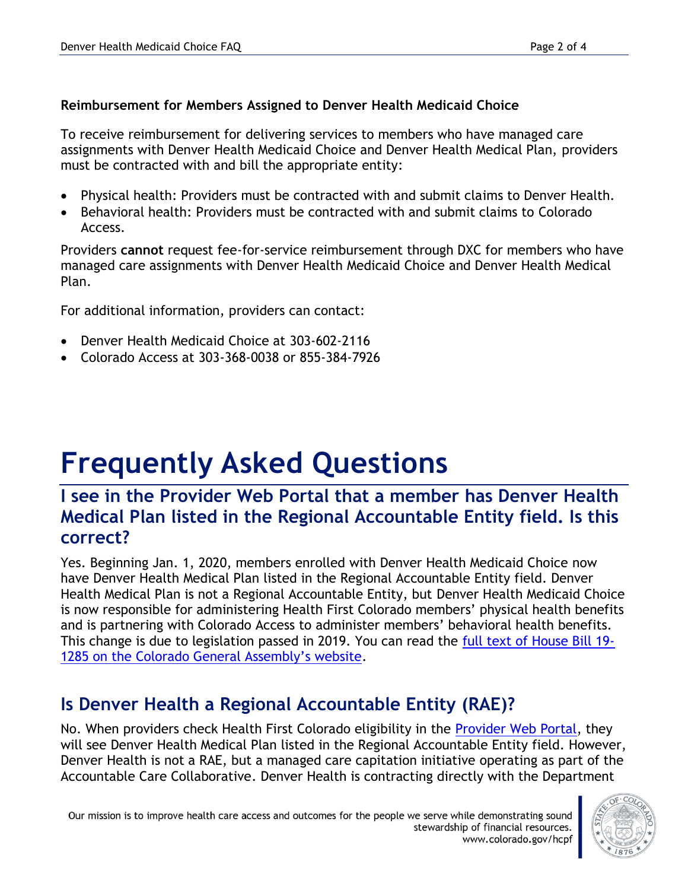**Reimbursement for Members Assigned to Denver Health Medicaid Choice**

To receive reimbursement for delivering services to members who have managed care assignments with Denver Health Medicaid Choice and Denver Health Medical Plan, providers must be contracted with and bill the appropriate entity:

- Physical health: Providers must be contracted with and submit claims to Denver Health.
- Behavioral health: Providers must be contracted with and submit claims to Colorado Access.

Providers **cannot** request fee-for-service reimbursement through DXC for members who have managed care assignments with Denver Health Medicaid Choice and Denver Health Medical Plan.

For additional information, providers can contact:

- Denver Health Medicaid Choice at 303-602-2116
- Colorado Access at 303-368-0038 or 855-384-7926

# Frequently Asked Questions

## I see in the Provider Web Portal that a member has Denver Health Medical Plan listed in the Regional Accountable Entity field. Is this correct?

Yes. Beginning Jan. 1, 2020, members enrolled with Denver Health Medicaid Choice now have Denver Health Medical Plan listed in the Regional Accountable Entity field. Denver Health Medical Plan is not a Regional Accountable Entity, but Denver Health Medicaid Choice is now responsible for administering Health First Colorado members' physical health benefits and is partnering with Colorado Access to administer members' behavioral health benefits. This change is due to legislation passed in 2019. You can read the full text of House Bill 19-1285 on the Colorado General Assembly's website.

## Is Denver Health a Regional Accountable Entity (RAE)?

No. When providers check Health First Colorado eligibility in the Provider Web Portal, they will see Denver Health Medical Plan listed in the Regional Accountable Entity field. However, Denver Health is not a RAE, but a managed care capitation initiative operating as part of the Accountable Care Collaborative. Denver Health is contracting directly with the Department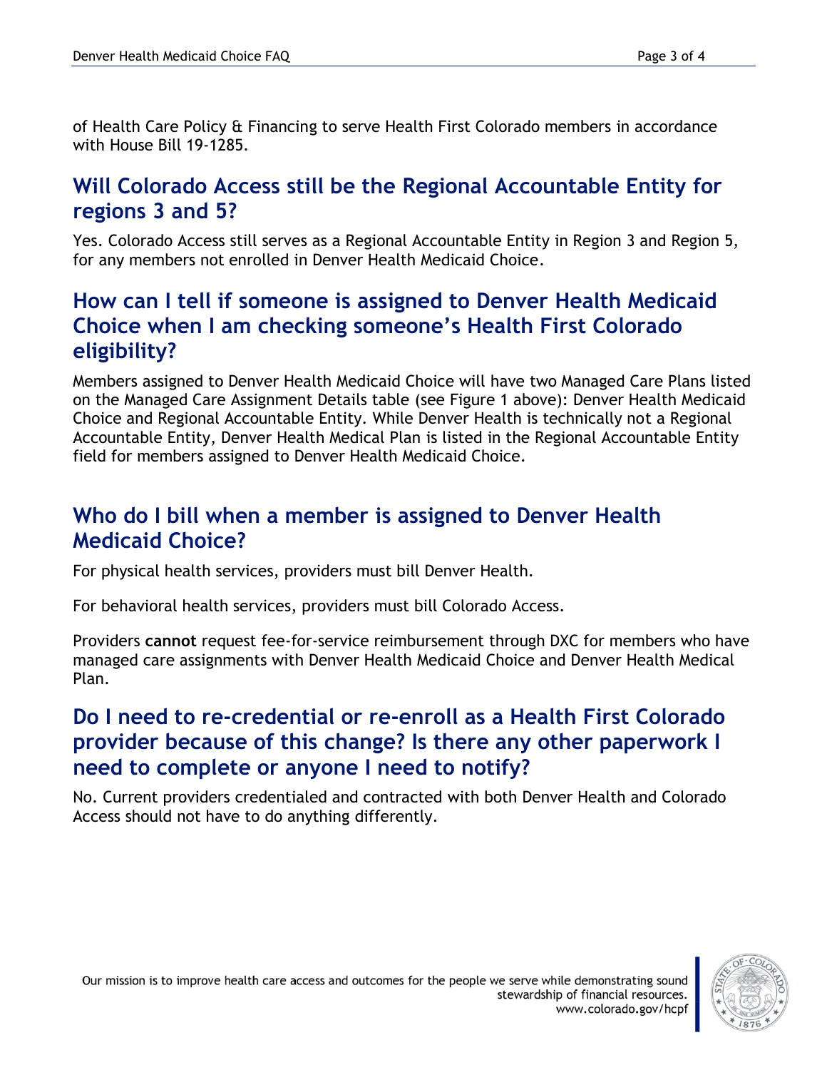of Health Care Policy & Financing to serve Health First Colorado members in accordance with House Bill 19-1285.

## Will Colorado Access still be the Regional Accountable Entity for regions 3 and 5?

Yes. Colorado Access still serves as a Regional Accountable Entity in Region 3 and Region 5, for any members not enrolled in Denver Health Medicaid Choice.

## How can I tell if someone is assigned to Denver Health Medicaid Choice when I am checking someone's Health First Colorado eligibility?

Members assigned to Denver Health Medicaid Choice will have two Managed Care Plans listed on the Managed Care Assignment Details table (see Figure 1 above): Denver Health Medicaid Choice and Regional Accountable Entity. While Denver Health is technically not a Regional Accountable Entity, Denver Health Medical Plan is listed in the Regional Accountable Entity field for members assigned to Denver Health Medicaid Choice.

## Who do I bill when a member is assigned to Denver Health Medicaid Choice?

For physical health services, providers must bill Denver Health.

For behavioral health services, providers must bill Colorado Access.

Providers **cannot** request fee-for-service reimbursement through DXC for members who have managed care assignments with Denver Health Medicaid Choice and Denver Health Medical Plan.

## Do I need to re-credential or re-enroll as a Health First Colorado provider because of this change? Is there any other paperwork I need to complete or anyone I need to notify?

No. Current providers credentialed and contracted with both Denver Health and Colorado Access should not have to do anything differently.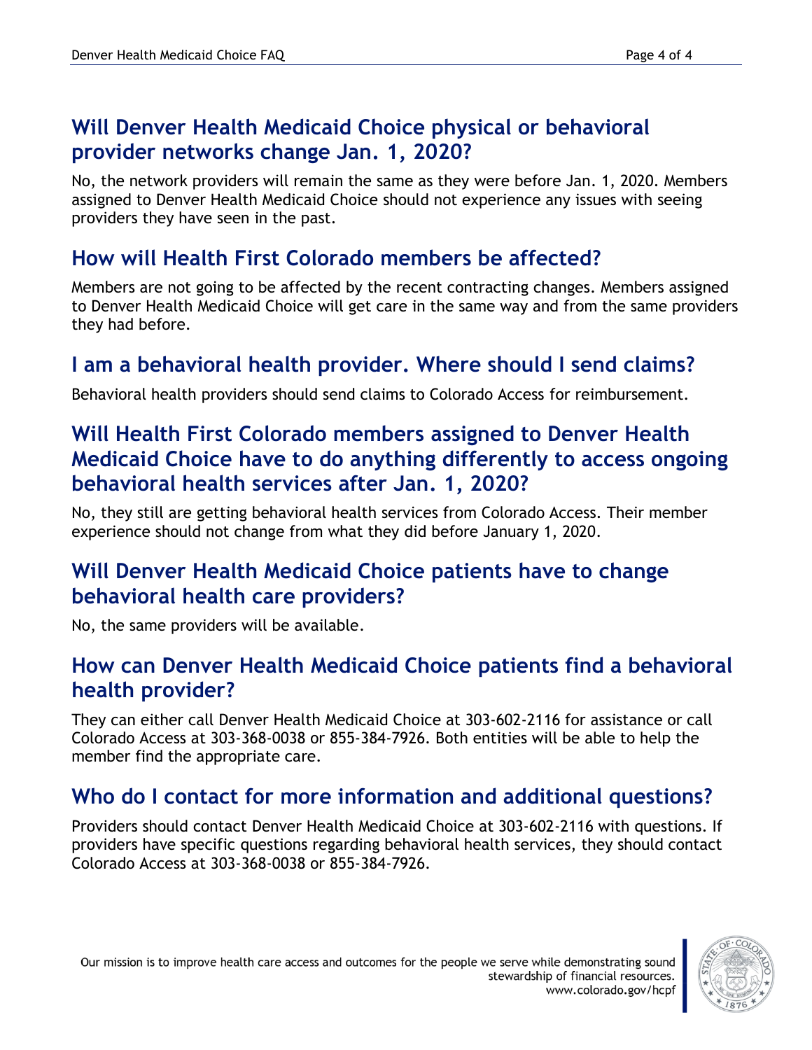## Will Denver Health Medicaid Choice physical or behavioral provider networks change Jan. 1, 2020?

No, the network providers will remain the same as they were before Jan. 1, 2020. Members assigned to Denver Health Medicaid Choice should not experience any issues with seeing providers they have seen in the past.

## How will Health First Colorado members be affected?

Members are not going to be affected by the recent contracting changes. Members assigned to Denver Health Medicaid Choice will get care in the same way and from the same providers they had before.

## I am a behavioral health provider. Where should I send claims?

Behavioral health providers should send claims to Colorado Access for reimbursement.

## Will Health First Colorado members assigned to Denver Health Medicaid Choice have to do anything differently to access ongoing behavioral health services after Jan. 1, 2020?

No, they still are getting behavioral health services from Colorado Access. Their member experience should not change from what they did before January 1, 2020.

## Will Denver Health Medicaid Choice patients have to change behavioral health care providers?

No, the same providers will be available.

## How can Denver Health Medicaid Choice patients find a behavioral health provider?

They can either call Denver Health Medicaid Choice at 303-602-2116 for assistance or call Colorado Access at 303-368-0038 or 855-384-7926. Both entities will be able to help the member find the appropriate care.

## Who do I contact for more information and additional questions?

Providers should contact Denver Health Medicaid Choice at 303-602-2116 with questions. If providers have specific questions regarding behavioral health services, they should contact Colorado Access at 303-368-0038 or 855-384-7926.

Our mission is to improve health care access and outcomes for the people we serve while demonstrating sound stewardship of financial resources.
www.colorado.gov/hcpf